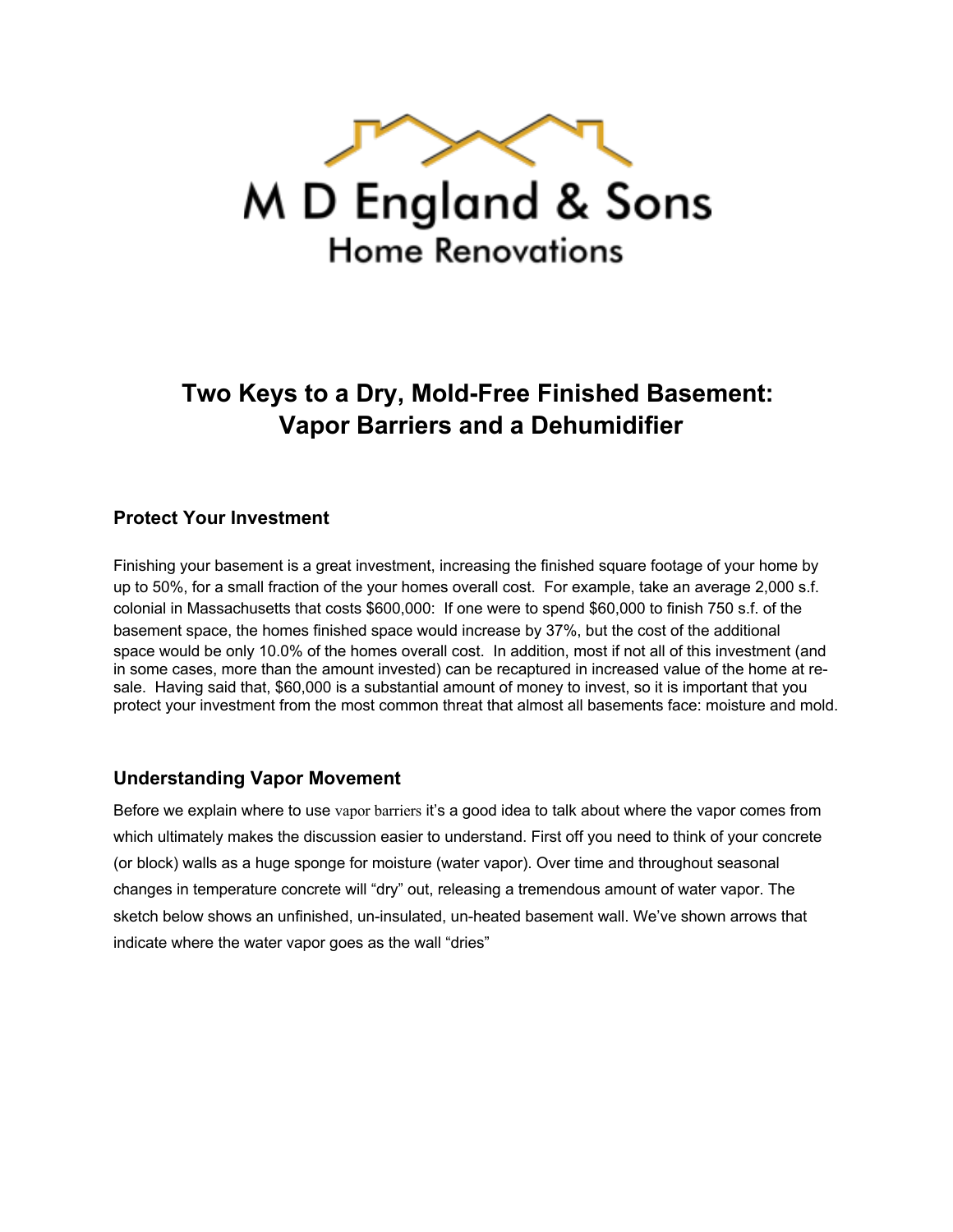M D England & Sons

Home Renovations

# Two Keys to a Dry, Mold-Free Finished Basement: Vapor Barriers and a Dehumidifier

## Protect Your Investment

Finishing your basement is a great investment, increasing the finished square footage of your home by up to 50%, for a small fraction of the your homes overall cost. For example, take an average 2,000 s.f. colonial in Massachusetts that costs $600,000: If one were to spend $60,000 to finish 750 s.f. of the basement space, the homes finished space would increase by 37%, but the cost of the additional space would be only 10.0% of the homes overall cost. In addition, most if not all of this investment (and in some cases, more than the amount invested) can be recaptured in increased value of the home at re-sale. Having said that, $60,000 is a substantial amount of money to invest, so it is important that you protect your investment from the most common threat that almost all basements face: moisture and mold.

## Understanding Vapor Movement

Before we explain where to use vapor barriers it's a good idea to talk about where the vapor comes from which ultimately makes the discussion easier to understand. First off you need to think of your concrete (or block) walls as a huge sponge for moisture (water vapor). Over time and throughout seasonal changes in temperature concrete will "dry" out, releasing a tremendous amount of water vapor. The sketch below shows an unfinished, un-insulated, un-heated basement wall. We've shown arrows that indicate where the water vapor goes as the wall "dries"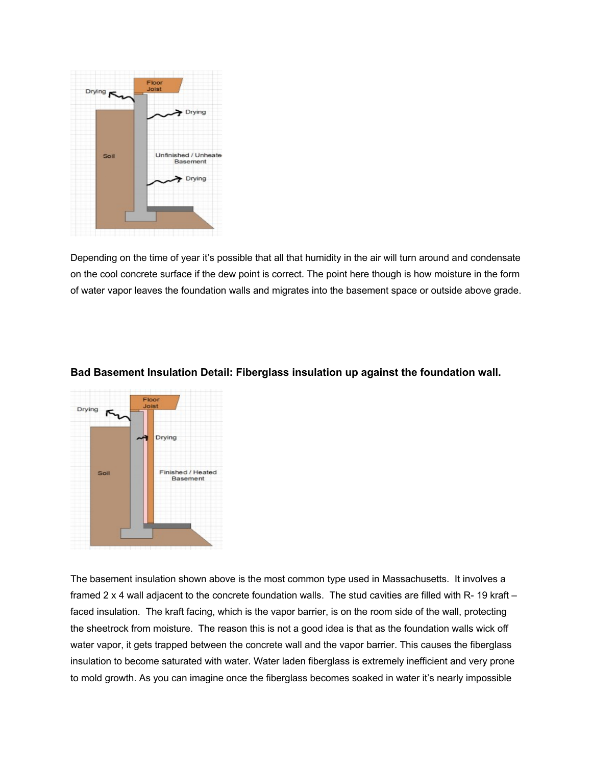Depending on the time of year it's possible that all that humidity in the air will turn around and condensate on the cool concrete surface if the dew point is correct. The point here though is how moisture in the form of water vapor leaves the foundation walls and migrates into the basement space or outside above grade.

**Bad Basement Insulation Detail: Fiberglass insulation up against the foundation wall.**

The basement insulation shown above is the most common type used in Massachusetts. It involves a framed 2 x 4 wall adjacent to the concrete foundation walls. The stud cavities are filled with R- 19 kraft – faced insulation. The kraft facing, which is the vapor barrier, is on the room side of the wall, protecting the sheetrock from moisture. The reason this is not a good idea is that as the foundation walls wick off water vapor, it gets trapped between the concrete wall and the vapor barrier. This causes the fiberglass insulation to become saturated with water. Water laden fiberglass is extremely inefficient and very prone to mold growth. As you can imagine once the fiberglass becomes soaked in water it's nearly impossible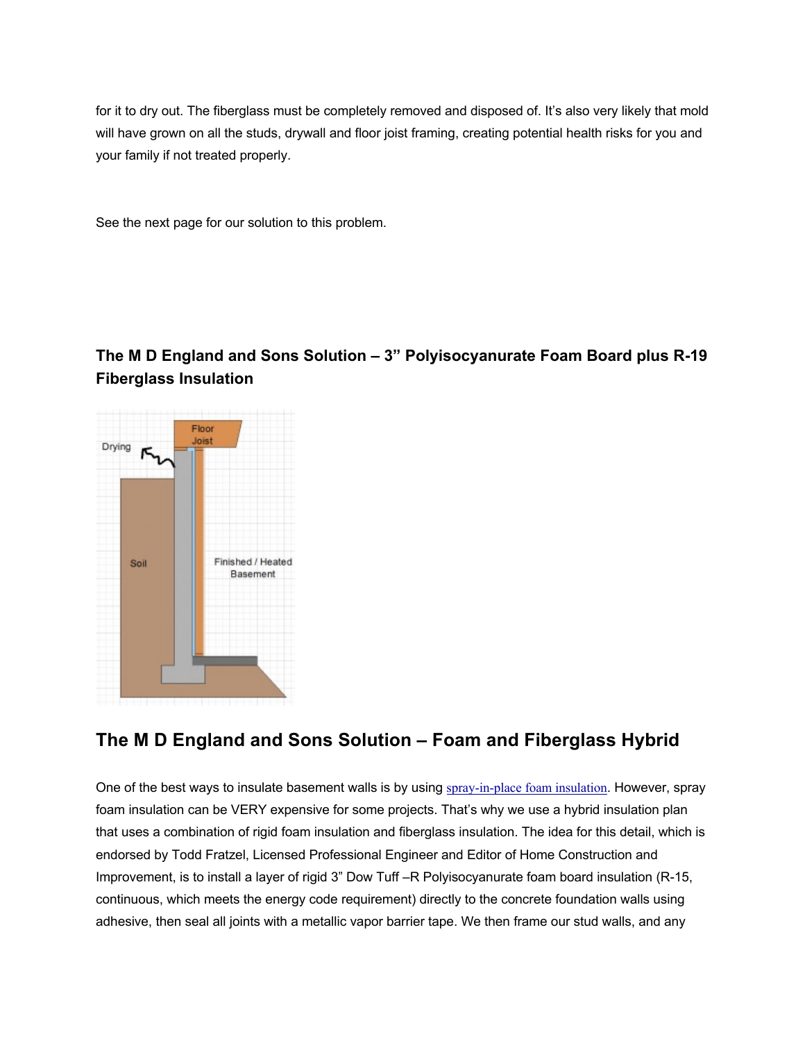for it to dry out. The fiberglass must be completely removed and disposed of. It's also very likely that mold will have grown on all the studs, drywall and floor joist framing, creating potential health risks for you and your family if not treated properly.

See the next page for our solution to this problem.

### The M D England and Sons Solution – 3" Polyisocyanurate Foam Board plus R-19 Fiberglass Insulation

## The M D England and Sons Solution – Foam and Fiberglass Hybrid

One of the best ways to insulate basement walls is by using spray-in-place foam insulation. However, spray foam insulation can be VERY expensive for some projects. That's why we use a hybrid insulation plan that uses a combination of rigid foam insulation and fiberglass insulation. The idea for this detail, which is endorsed by Todd Fratzel, Licensed Professional Engineer and Editor of Home Construction and Improvement, is to install a layer of rigid 3" Dow Tuff –R Polyisocyanurate foam board insulation (R-15, continuous, which meets the energy code requirement) directly to the concrete foundation walls using adhesive, then seal all joints with a metallic vapor barrier tape. We then frame our stud walls, and any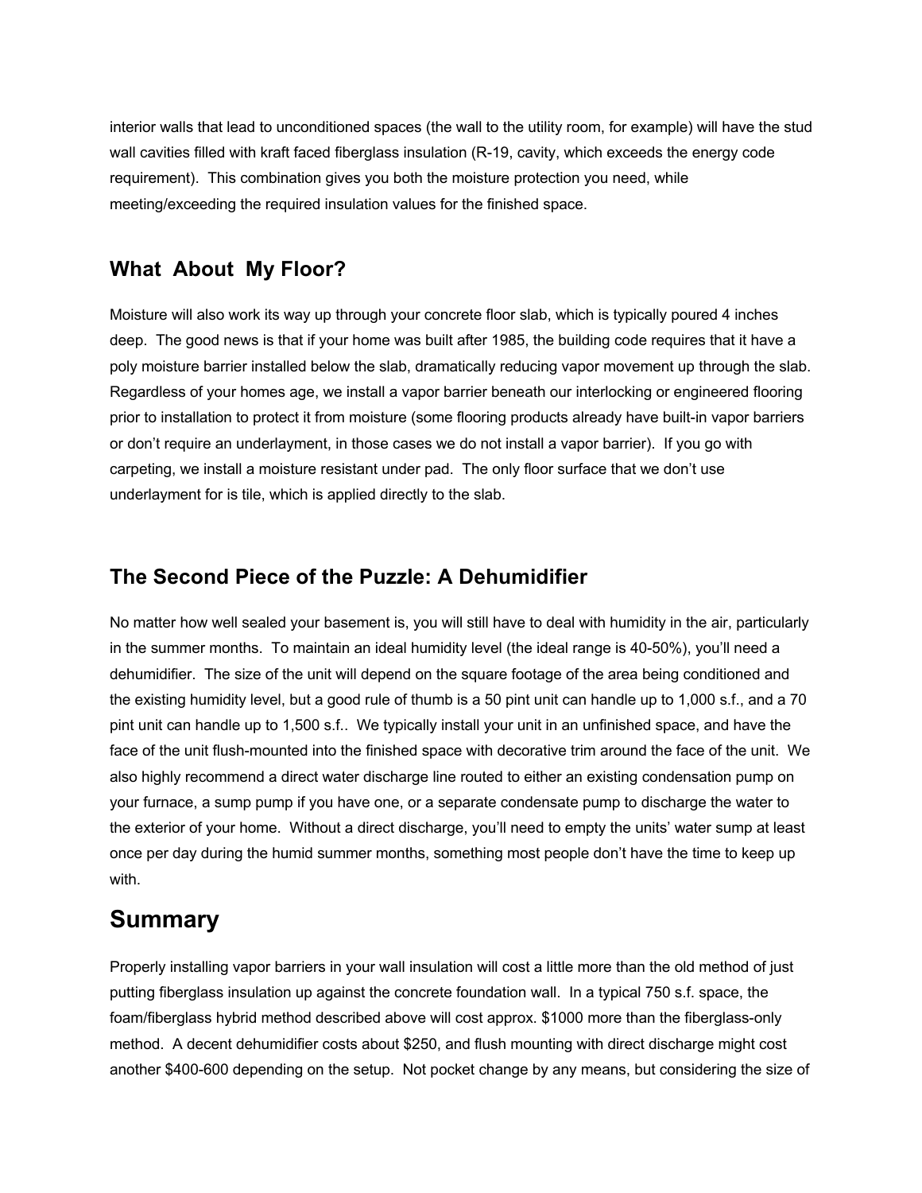interior walls that lead to unconditioned spaces (the wall to the utility room, for example) will have the stud wall cavities filled with kraft faced fiberglass insulation (R-19, cavity, which exceeds the energy code requirement). This combination gives you both the moisture protection you need, while meeting/exceeding the required insulation values for the finished space.

### What About My Floor?

Moisture will also work its way up through your concrete floor slab, which is typically poured 4 inches deep. The good news is that if your home was built after 1985, the building code requires that it have a poly moisture barrier installed below the slab, dramatically reducing vapor movement up through the slab. Regardless of your homes age, we install a vapor barrier beneath our interlocking or engineered flooring prior to installation to protect it from moisture (some flooring products already have built-in vapor barriers or don't require an underlayment, in those cases we do not install a vapor barrier). If you go with carpeting, we install a moisture resistant under pad. The only floor surface that we don't use underlayment for is tile, which is applied directly to the slab.

### The Second Piece of the Puzzle: A Dehumidifier

No matter how well sealed your basement is, you will still have to deal with humidity in the air, particularly in the summer months. To maintain an ideal humidity level (the ideal range is 40-50%), you'll need a dehumidifier. The size of the unit will depend on the square footage of the area being conditioned and the existing humidity level, but a good rule of thumb is a 50 pint unit can handle up to 1,000 s.f., and a 70 pint unit can handle up to 1,500 s.f.. We typically install your unit in an unfinished space, and have the face of the unit flush-mounted into the finished space with decorative trim around the face of the unit. We also highly recommend a direct water discharge line routed to either an existing condensation pump on your furnace, a sump pump if you have one, or a separate condensate pump to discharge the water to the exterior of your home. Without a direct discharge, you'll need to empty the units' water sump at least once per day during the humid summer months, something most people don't have the time to keep up with.

## Summary

Properly installing vapor barriers in your wall insulation will cost a little more than the old method of just putting fiberglass insulation up against the concrete foundation wall. In a typical 750 s.f. space, the foam/fiberglass hybrid method described above will cost approx. $1000 more than the fiberglass-only method. A decent dehumidifier costs about $250, and flush mounting with direct discharge might cost another $400-600 depending on the setup. Not pocket change by any means, but considering the size of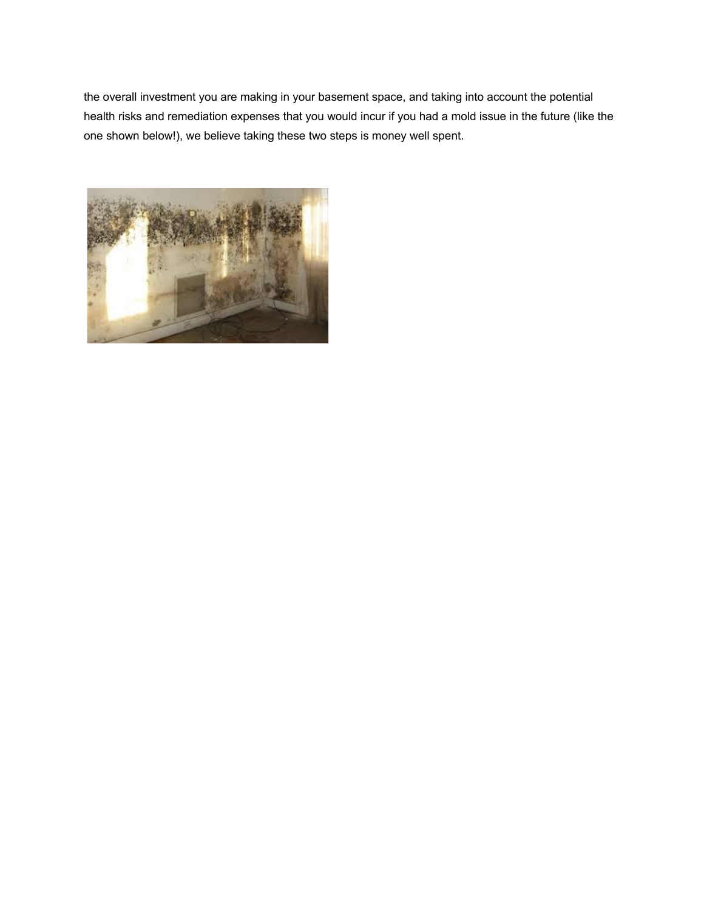the overall investment you are making in your basement space, and taking into account the potential health risks and remediation expenses that you would incur if you had a mold issue in the future (like the one shown below!), we believe taking these two steps is money well spent.